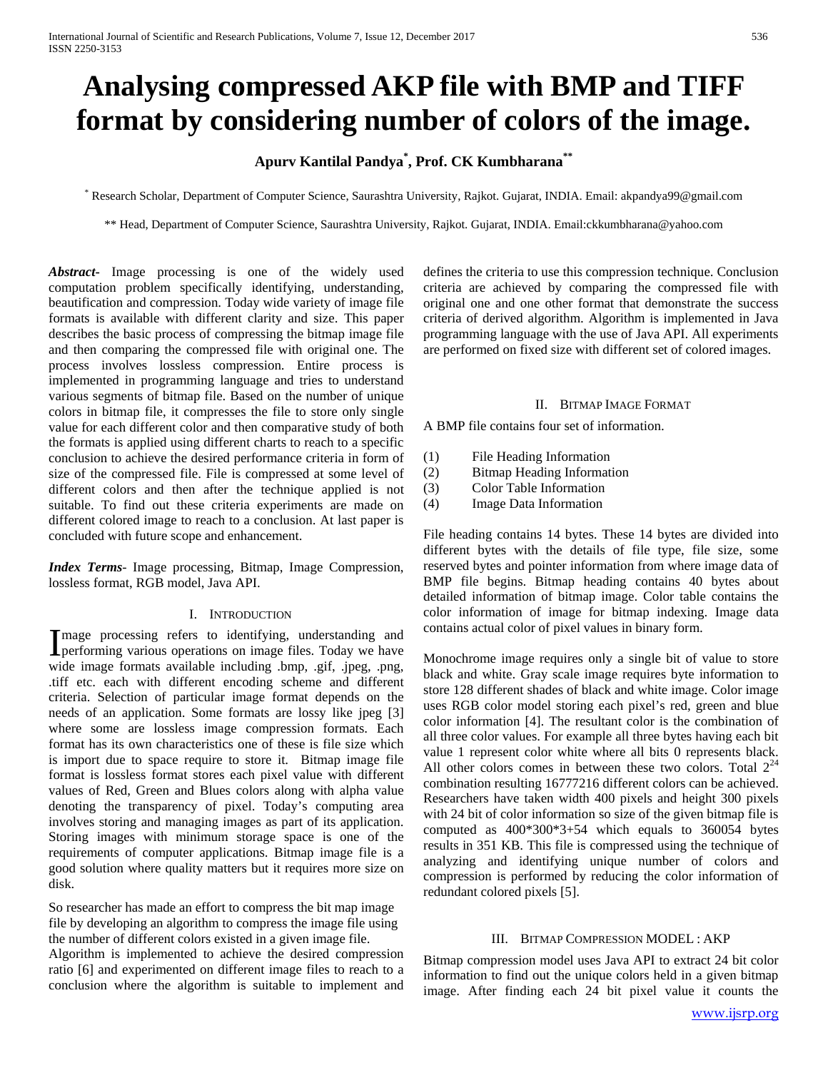# Analysing compressed AKP file with BMP and TIFF format by considering number of colors of the image.

**Apurv Kantilal Pandya[*], Prof. CK Kumbharana[**]**

[*] Research Scholar, Department of Computer Science, Saurashtra University, Rajkot. Gujarat, INDIA. Email: akpandya99@gmail.com

[**] Head, Department of Computer Science, Saurashtra University, Rajkot. Gujarat, INDIA. Email:ckkumbharana@yahoo.com

***Abstract***- Image processing is one of the widely used computation problem specifically identifying, understanding, beautification and compression. Today wide variety of image file formats is available with different clarity and size. This paper describes the basic process of compressing the bitmap image file and then comparing the compressed file with original one. The process involves lossless compression. Entire process is implemented in programming language and tries to understand various segments of bitmap file. Based on the number of unique colors in bitmap file, it compresses the file to store only single value for each different color and then comparative study of both the formats is applied using different charts to reach to a specific conclusion to achieve the desired performance criteria in form of size of the compressed file. File is compressed at some level of different colors and then after the technique applied is not suitable. To find out these criteria experiments are made on different colored image to reach to a conclusion. At last paper is concluded with future scope and enhancement.

***Index Terms***- Image processing, Bitmap, Image Compression, lossless format, RGB model, Java API.

## I. Introduction

Image processing refers to identifying, understanding and performing various operations on image files. Today we have wide image formats available including .bmp, .gif, .jpeg, .png, .tiff etc. each with different encoding scheme and different criteria. Selection of particular image format depends on the needs of an application. Some formats are lossy like jpeg [3] where some are lossless image compression formats. Each format has its own characteristics one of these is file size which is import due to space require to store it. Bitmap image file format is lossless format stores each pixel value with different values of Red, Green and Blues colors along with alpha value denoting the transparency of pixel. Today's computing area involves storing and managing images as part of its application. Storing images with minimum storage space is one of the requirements of computer applications. Bitmap image file is a good solution where quality matters but it requires more size on disk.

So researcher has made an effort to compress the bit map image file by developing an algorithm to compress the image file using the number of different colors existed in a given image file.

Algorithm is implemented to achieve the desired compression ratio [6] and experimented on different image files to reach to a conclusion where the algorithm is suitable to implement and defines the criteria to use this compression technique. Conclusion criteria are achieved by comparing the compressed file with original one and one other format that demonstrate the success criteria of derived algorithm. Algorithm is implemented in Java programming language with the use of Java API. All experiments are performed on fixed size with different set of colored images.

## II. Bitmap Image Format

A BMP file contains four set of information.

(1) File Heading Information
(2) Bitmap Heading Information
(3) Color Table Information
(4) Image Data Information

File heading contains 14 bytes. These 14 bytes are divided into different bytes with the details of file type, file size, some reserved bytes and pointer information from where image data of BMP file begins. Bitmap heading contains 40 bytes about detailed information of bitmap image. Color table contains the color information of image for bitmap indexing. Image data contains actual color of pixel values in binary form.

Monochrome image requires only a single bit of value to store black and white. Gray scale image requires byte information to store 128 different shades of black and white image. Color image uses RGB color model storing each pixel's red, green and blue color information [4]. The resultant color is the combination of all three color values. For example all three bytes having each bit value 1 represent color white where all bits 0 represents black. All other colors comes in between these two colors. Total $2^{24}$ combination resulting 16777216 different colors can be achieved. Researchers have taken width 400 pixels and height 300 pixels with 24 bit of color information so size of the given bitmap file is computed as 400*300*3+54 which equals to 360054 bytes results in 351 KB. This file is compressed using the technique of analyzing and identifying unique number of colors and compression is performed by reducing the color information of redundant colored pixels [5].

## III. Bitmap Compression Model : AKP

Bitmap compression model uses Java API to extract 24 bit color information to find out the unique colors held in a given bitmap image. After finding each 24 bit pixel value it counts the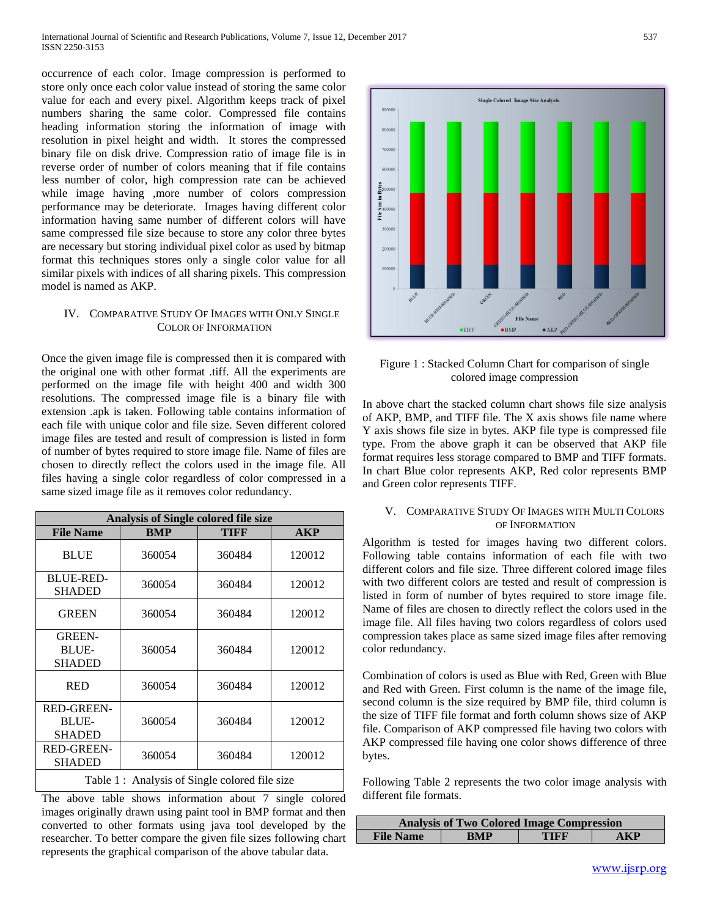occurrence of each color. Image compression is performed to store only once each color value instead of storing the same color value for each and every pixel. Algorithm keeps track of pixel numbers sharing the same color. Compressed file contains heading information storing the information of image with resolution in pixel height and width. It stores the compressed binary file on disk drive. Compression ratio of image file is in reverse order of number of colors meaning that if file contains less number of color, high compression rate can be achieved while image having ,more number of colors compression performance may be deteriorate. Images having different color information having same number of different colors will have same compressed file size because to store any color three bytes are necessary but storing individual pixel color as used by bitmap format this techniques stores only a single color value for all similar pixels with indices of all sharing pixels. This compression model is named as AKP.

## IV. Comparative Study Of Images with Only Single Color Of Information

Once the given image file is compressed then it is compared with the original one with other format .tiff. All the experiments are performed on the image file with height 400 and width 300 resolutions. The compressed image file is a binary file with extension .apk is taken. Following table contains information of each file with unique color and file size. Seven different colored image files are tested and result of compression is listed in form of number of bytes required to store image file. Name of files are chosen to directly reflect the colors used in the image file. All files having a single color regardless of color compressed in a same sized image file as it removes color redundancy.

| Analysis of Single colored file size | | | |
|---|---|---|---|
| **File Name** | **BMP** | **TIFF** | **AKP** |
| BLUE | 360054 | 360484 | 120012 |
| BLUE-RED-SHADED | 360054 | 360484 | 120012 |
| GREEN | 360054 | 360484 | 120012 |
| GREEN-BLUE-SHADED | 360054 | 360484 | 120012 |
| RED | 360054 | 360484 | 120012 |
| RED-GREEN-BLUE-SHADED | 360054 | 360484 | 120012 |
| RED-GREEN-SHADED | 360054 | 360484 | 120012 |

Table 1 : Analysis of Single colored file size

The above table shows information about 7 single colored images originally drawn using paint tool in BMP format and then converted to other formats using java tool developed by the researcher. To better compare the given file sizes following chart represents the graphical comparison of the above tabular data.

Figure 1 : Stacked Column Chart for comparison of single colored image compression

In above chart the stacked column chart shows file size analysis of AKP, BMP, and TIFF file. The X axis shows file name where Y axis shows file size in bytes. AKP file type is compressed file type. From the above graph it can be observed that AKP file format requires less storage compared to BMP and TIFF formats. In chart Blue color represents AKP, Red color represents BMP and Green color represents TIFF.

## V. Comparative Study Of Images with Multi Colors of Information

Algorithm is tested for images having two different colors. Following table contains information of each file with two different colors and file size. Three different colored image files with two different colors are tested and result of compression is listed in form of number of bytes required to store image file. Name of files are chosen to directly reflect the colors used in the image file. All files having two colors regardless of colors used compression takes place as same sized image files after removing color redundancy.

Combination of colors is used as Blue with Red, Green with Blue and Red with Green. First column is the name of the image file, second column is the size required by BMP file, third column is the size of TIFF file format and forth column shows size of AKP file. Comparison of AKP compressed file having two colors with AKP compressed file having one color shows difference of three bytes.

Following Table 2 represents the two color image analysis with different file formats.

| Analysis of Two Colored Image Compression | | | |
|---|---|---|---|
| **File Name** | **BMP** | **TIFF** | **AKP** |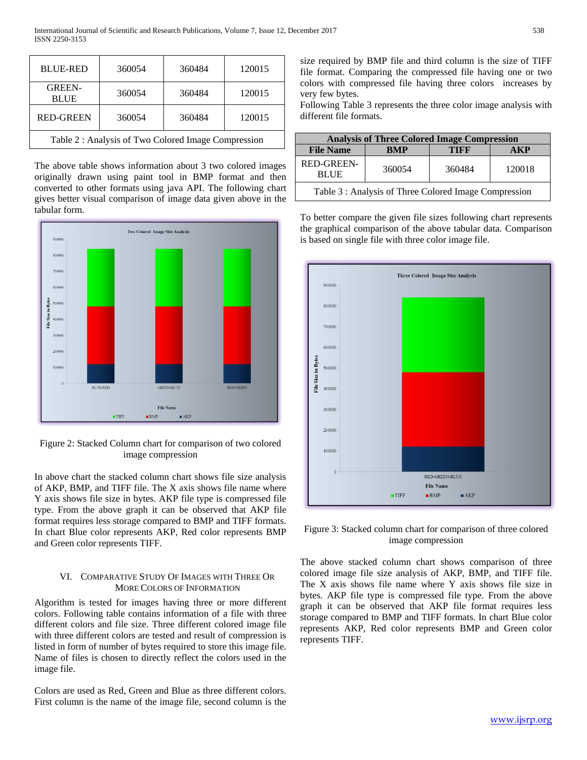| BLUE-RED | 360054 | 360484 | 120015 |
|---|---|---|---|
| GREEN-BLUE | 360054 | 360484 | 120015 |
| RED-GREEN | 360054 | 360484 | 120015 |

Table 2 : Analysis of Two Colored Image Compression

The above table shows information about 3 two colored images originally drawn using paint tool in BMP format and then converted to other formats using java API. The following chart gives better visual comparison of image data given above in the tabular form.

Figure 2: Stacked Column chart for comparison of two colored image compression

In above chart the stacked column chart shows file size analysis of AKP, BMP, and TIFF file. The X axis shows file name where Y axis shows file size in bytes. AKP file type is compressed file type. From the above graph it can be observed that AKP file format requires less storage compared to BMP and TIFF formats. In chart Blue color represents AKP, Red color represents BMP and Green color represents TIFF.

## VI. Comparative Study Of Images with Three Or More Colors Of Information

Algorithm is tested for images having three or more different colors. Following table contains information of a file with three different colors and file size. Three different colored image file with three different colors are tested and result of compression is listed in form of number of bytes required to store this image file. Name of files is chosen to directly reflect the colors used in the image file.

Colors are used as Red, Green and Blue as three different colors. First column is the name of the image file, second column is the size required by BMP file and third column is the size of TIFF file format. Comparing the compressed file having one or two colors with compressed file having three colors increases by very few bytes.

Following Table 3 represents the three color image analysis with different file formats.

| **Analysis of Three Colored Image Compression** | | | |
|---|---|---|---|
| **File Name** | **BMP** | **TIFF** | **AKP** |
| RED-GREEN-BLUE | 360054 | 360484 | 120018 |

Table 3 : Analysis of Three Colored Image Compression

To better compare the given file sizes following chart represents the graphical comparison of the above tabular data. Comparison is based on single file with three color image file.

Figure 3: Stacked column chart for comparison of three colored image compression

The above stacked column chart shows comparison of three colored image file size analysis of AKP, BMP, and TIFF file. The X axis shows file name where Y axis shows file size in bytes. AKP file type is compressed file type. From the above graph it can be observed that AKP file format requires less storage compared to BMP and TIFF formats. In chart Blue color represents AKP, Red color represents BMP and Green color represents TIFF.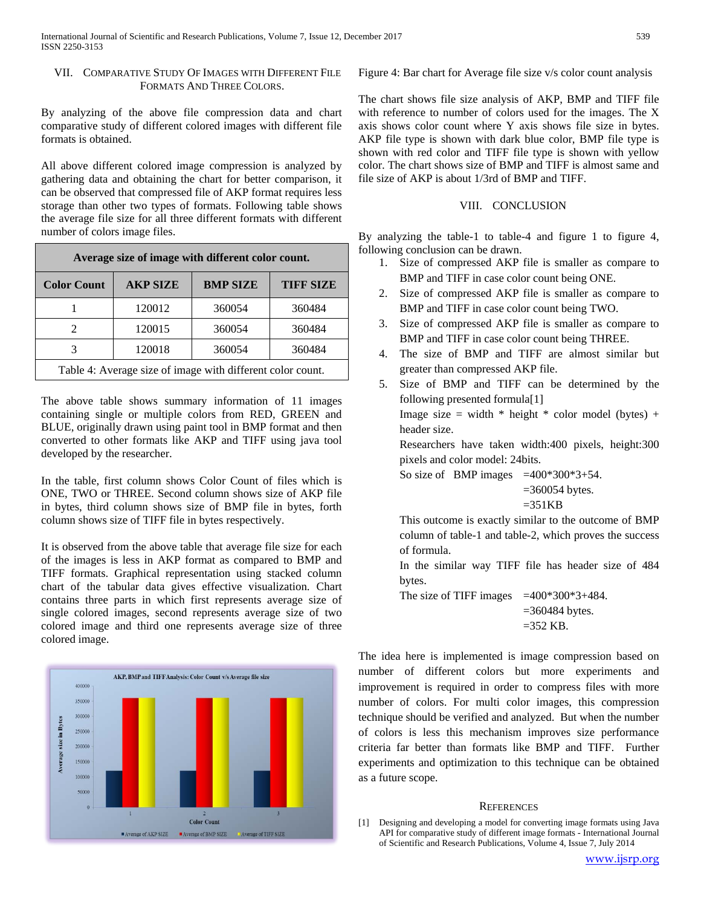## VII. Comparative Study Of Images with Different File Formats And Three Colors.

By analyzing of the above file compression data and chart comparative study of different colored images with different file formats is obtained.

All above different colored image compression is analyzed by gathering data and obtaining the chart for better comparison, it can be observed that compressed file of AKP format requires less storage than other two types of formats. Following table shows the average file size for all three different formats with different number of colors image files.

| Average size of image with different color count. | | | |
|---|---|---|---|
| **Color Count** | **AKP SIZE** | **BMP SIZE** | **TIFF SIZE** |
| 1 | 120012 | 360054 | 360484 |
| 2 | 120015 | 360054 | 360484 |
| 3 | 120018 | 360054 | 360484 |

Table 4: Average size of image with different color count.

The above table shows summary information of 11 images containing single or multiple colors from RED, GREEN and BLUE, originally drawn using paint tool in BMP format and then converted to other formats like AKP and TIFF using java tool developed by the researcher.

In the table, first column shows Color Count of files which is ONE, TWO or THREE. Second column shows size of AKP file in bytes, third column shows size of BMP file in bytes, forth column shows size of TIFF file in bytes respectively.

It is observed from the above table that average file size for each of the images is less in AKP format as compared to BMP and TIFF formats. Graphical representation using stacked column chart of the tabular data gives effective visualization. Chart contains three parts in which first represents average size of single colored images, second represents average size of two colored image and third one represents average size of three colored image.

Figure 4: Bar chart for Average file size v/s color count analysis

The chart shows file size analysis of AKP, BMP and TIFF file with reference to number of colors used for the images. The X axis shows color count where Y axis shows file size in bytes. AKP file type is shown with dark blue color, BMP file type is shown with red color and TIFF file type is shown with yellow color. The chart shows size of BMP and TIFF is almost same and file size of AKP is about 1/3rd of BMP and TIFF.

## VIII. Conclusion

By analyzing the table-1 to table-4 and figure 1 to figure 4, following conclusion can be drawn.

1. Size of compressed AKP file is smaller as compare to BMP and TIFF in case color count being ONE.
2. Size of compressed AKP file is smaller as compare to BMP and TIFF in case color count being TWO.
3. Size of compressed AKP file is smaller as compare to BMP and TIFF in case color count being THREE.
4. The size of BMP and TIFF are almost similar but greater than compressed AKP file.
5. Size of BMP and TIFF can be determined by the following presented formula[1]

   Image size = width * height * color model (bytes) + header size.

   Researchers have taken width:400 pixels, height:300 pixels and color model: 24bits.

   So size of BMP images =400*300*3+54.
   =360054 bytes.
   =351KB

   This outcome is exactly similar to the outcome of BMP column of table-1 and table-2, which proves the success of formula.

   In the similar way TIFF file has header size of 484 bytes.

   The size of TIFF images =400*300*3+484.
   =360484 bytes.
   =352 KB.

The idea here is implemented is image compression based on number of different colors but more experiments and improvement is required in order to compress files with more number of colors. For multi color images, this compression technique should be verified and analyzed. But when the number of colors is less this mechanism improves size performance criteria far better than formats like BMP and TIFF. Further experiments and optimization to this technique can be obtained as a future scope.

## References

[1] Designing and developing a model for converting image formats using Java API for comparative study of different image formats - International Journal of Scientific and Research Publications, Volume 4, Issue 7, July 2014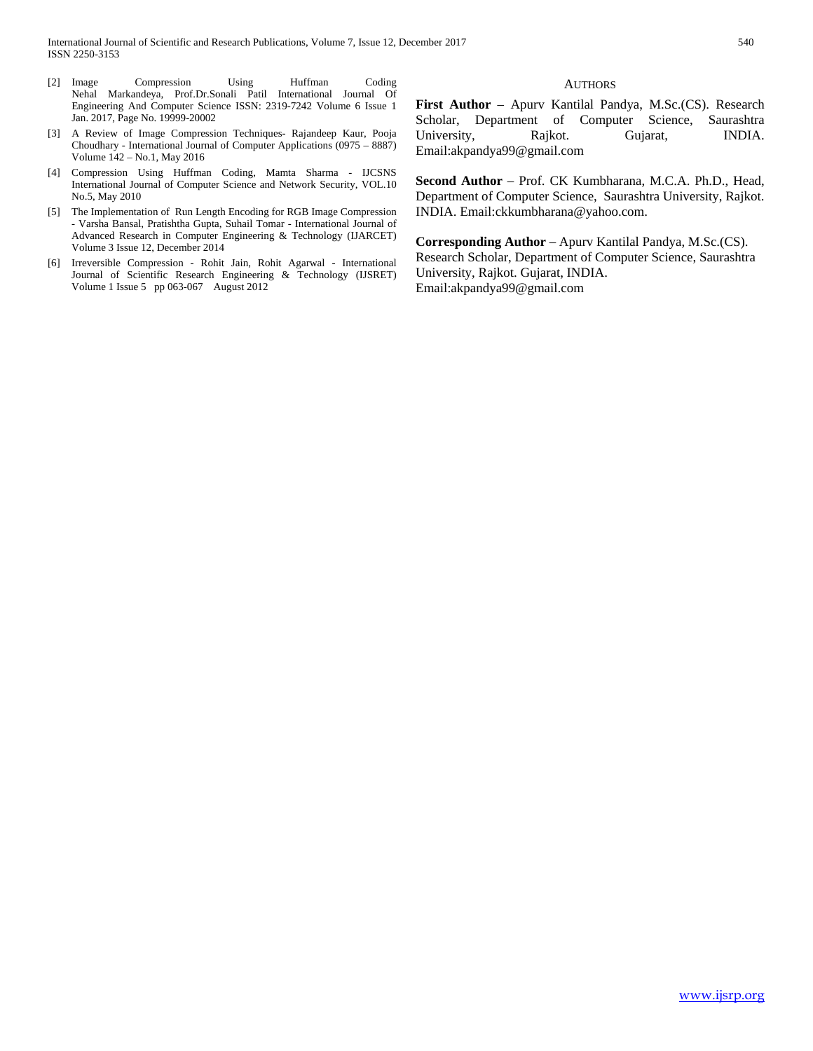[2] Image Compression Using Huffman Coding Nehal Markandeya, Prof.Dr.Sonali Patil International Journal Of Engineering And Computer Science ISSN: 2319-7242 Volume 6 Issue 1 Jan. 2017, Page No. 19999-20002

[3] A Review of Image Compression Techniques- Rajandeep Kaur, Pooja Choudhary - International Journal of Computer Applications (0975 – 8887) Volume 142 – No.1, May 2016

[4] Compression Using Huffman Coding, Mamta Sharma - IJCSNS International Journal of Computer Science and Network Security, VOL.10 No.5, May 2010

[5] The Implementation of Run Length Encoding for RGB Image Compression - Varsha Bansal, Pratishtha Gupta, Suhail Tomar - International Journal of Advanced Research in Computer Engineering & Technology (IJARCET) Volume 3 Issue 12, December 2014

[6] Irreversible Compression - Rohit Jain, Rohit Agarwal - International Journal of Scientific Research Engineering & Technology (IJSRET) Volume 1 Issue 5 pp 063-067 August 2012

## AUTHORS

**First Author** – Apurv Kantilal Pandya, M.Sc.(CS). Research Scholar, Department of Computer Science, Saurashtra University, Rajkot. Gujarat, INDIA. Email:akpandya99@gmail.com

**Second Author** – Prof. CK Kumbharana, M.C.A. Ph.D., Head, Department of Computer Science, Saurashtra University, Rajkot. INDIA. Email:ckkumbharana@yahoo.com.

**Corresponding Author** – Apurv Kantilal Pandya, M.Sc.(CS). Research Scholar, Department of Computer Science, Saurashtra University, Rajkot. Gujarat, INDIA. Email:akpandya99@gmail.com